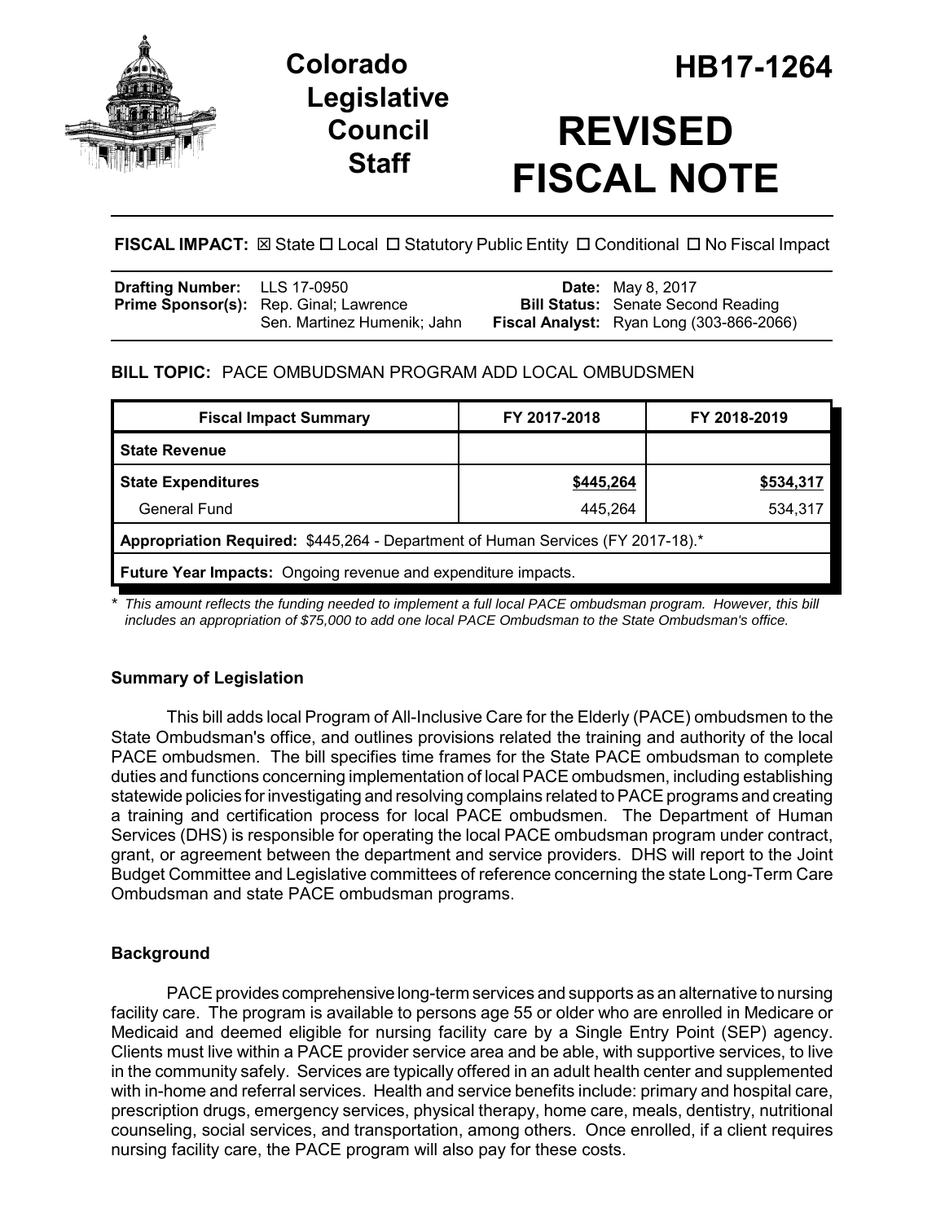# Colorado Legislative Council Staff

# HB17-1264

# REVISED FISCAL NOTE

**FISCAL IMPACT:** ☒ State ☐ Local ☐ Statutory Public Entity ☐ Conditional ☐ No Fiscal Impact

| | | | |
|---|---|---|---|
| **Drafting Number:** | LLS 17-0950 | **Date:** | May 8, 2017 |
| **Prime Sponsor(s):** | Rep. Ginal; Lawrence<br>Sen. Martinez Humenik; Jahn | **Bill Status:** | Senate Second Reading |
| | | **Fiscal Analyst:** | Ryan Long (303-866-2066) |

**BILL TOPIC:** PACE OMBUDSMAN PROGRAM ADD LOCAL OMBUDSMEN

| Fiscal Impact Summary | FY 2017-2018 | FY 2018-2019 |
|---|---|---|
| **State Revenue** | | |
| **State Expenditures** | **$445,264** | **$534,317** |
| General Fund | 445,264 | 534,317 |
| **Appropriation Required:** $445,264 - Department of Human Services (FY 2017-18).* | | |
| **Future Year Impacts:** Ongoing revenue and expenditure impacts. | | |

\* *This amount reflects the funding needed to implement a full local PACE ombudsman program. However, this bill includes an appropriation of $75,000 to add one local PACE Ombudsman to the State Ombudsman's office.*

### Summary of Legislation

This bill adds local Program of All-Inclusive Care for the Elderly (PACE) ombudsmen to the State Ombudsman's office, and outlines provisions related the training and authority of the local PACE ombudsmen. The bill specifies time frames for the State PACE ombudsman to complete duties and functions concerning implementation of local PACE ombudsmen, including establishing statewide policies for investigating and resolving complains related to PACE programs and creating a training and certification process for local PACE ombudsmen. The Department of Human Services (DHS) is responsible for operating the local PACE ombudsman program under contract, grant, or agreement between the department and service providers. DHS will report to the Joint Budget Committee and Legislative committees of reference concerning the state Long-Term Care Ombudsman and state PACE ombudsman programs.

### Background

PACE provides comprehensive long-term services and supports as an alternative to nursing facility care. The program is available to persons age 55 or older who are enrolled in Medicare or Medicaid and deemed eligible for nursing facility care by a Single Entry Point (SEP) agency. Clients must live within a PACE provider service area and be able, with supportive services, to live in the community safely. Services are typically offered in an adult health center and supplemented with in-home and referral services. Health and service benefits include: primary and hospital care, prescription drugs, emergency services, physical therapy, home care, meals, dentistry, nutritional counseling, social services, and transportation, among others. Once enrolled, if a client requires nursing facility care, the PACE program will also pay for these costs.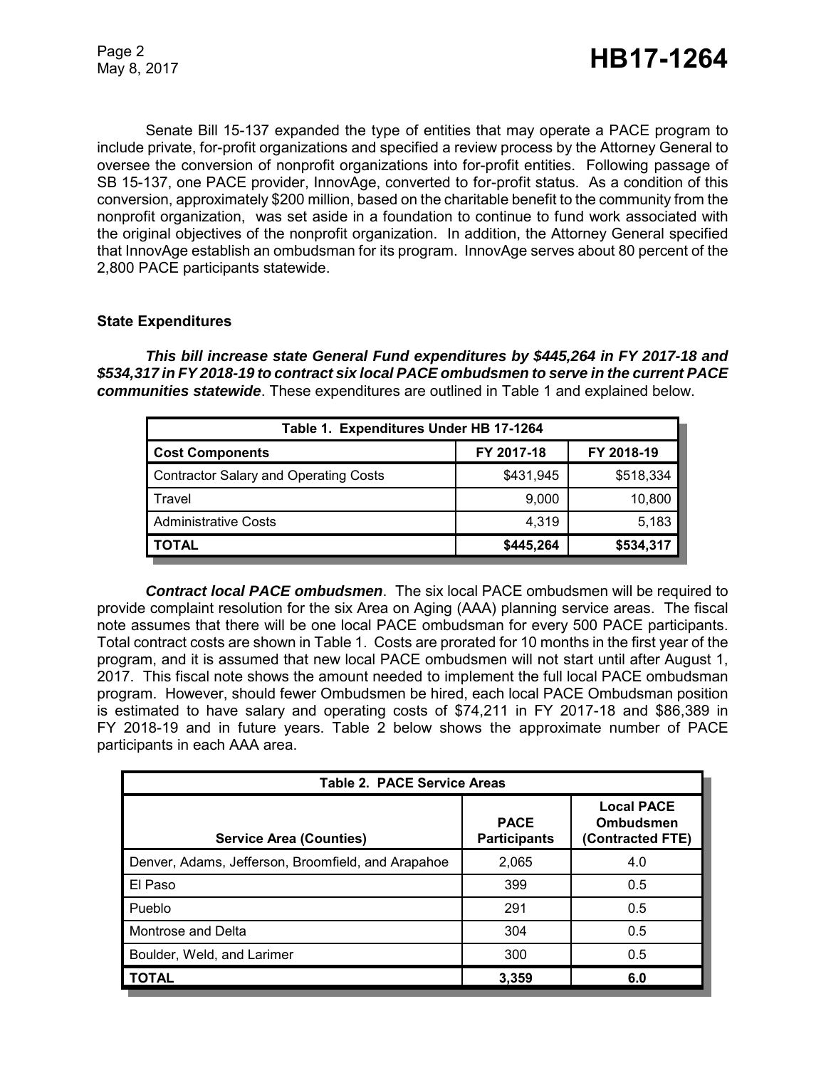Senate Bill 15-137 expanded the type of entities that may operate a PACE program to include private, for-profit organizations and specified a review process by the Attorney General to oversee the conversion of nonprofit organizations into for-profit entities. Following passage of SB 15-137, one PACE provider, InnovAge, converted to for-profit status. As a condition of this conversion, approximately $200 million, based on the charitable benefit to the community from the nonprofit organization, was set aside in a foundation to continue to fund work associated with the original objectives of the nonprofit organization. In addition, the Attorney General specified that InnovAge establish an ombudsman for its program. InnovAge serves about 80 percent of the 2,800 PACE participants statewide.

## State Expenditures

***This bill increase state General Fund expenditures by $445,264 in FY 2017-18 and $534,317 in FY 2018-19 to contract six local PACE ombudsmen to serve in the current PACE communities statewide***. These expenditures are outlined in Table 1 and explained below.

| Table 1. Expenditures Under HB 17-1264 | | |
|---|---|---|
| **Cost Components** | **FY 2017-18** | **FY 2018-19** |
| Contractor Salary and Operating Costs | $431,945 | $518,334 |
| Travel | 9,000 | 10,800 |
| Administrative Costs | 4,319 | 5,183 |
| **TOTAL** | **$445,264** | **$534,317** |

***Contract local PACE ombudsmen***. The six local PACE ombudsmen will be required to provide complaint resolution for the six Area on Aging (AAA) planning service areas. The fiscal note assumes that there will be one local PACE ombudsman for every 500 PACE participants. Total contract costs are shown in Table 1. Costs are prorated for 10 months in the first year of the program, and it is assumed that new local PACE ombudsmen will not start until after August 1, 2017. This fiscal note shows the amount needed to implement the full local PACE ombudsman program. However, should fewer Ombudsmen be hired, each local PACE Ombudsman position is estimated to have salary and operating costs of $74,211 in FY 2017-18 and $86,389 in FY 2018-19 and in future years. Table 2 below shows the approximate number of PACE participants in each AAA area.

| Table 2. PACE Service Areas | | |
|---|---|---|
| **Service Area (Counties)** | **PACE Participants** | **Local PACE Ombudsmen (Contracted FTE)** |
| Denver, Adams, Jefferson, Broomfield, and Arapahoe | 2,065 | 4.0 |
| El Paso | 399 | 0.5 |
| Pueblo | 291 | 0.5 |
| Montrose and Delta | 304 | 0.5 |
| Boulder, Weld, and Larimer | 300 | 0.5 |
| **TOTAL** | **3,359** | **6.0** |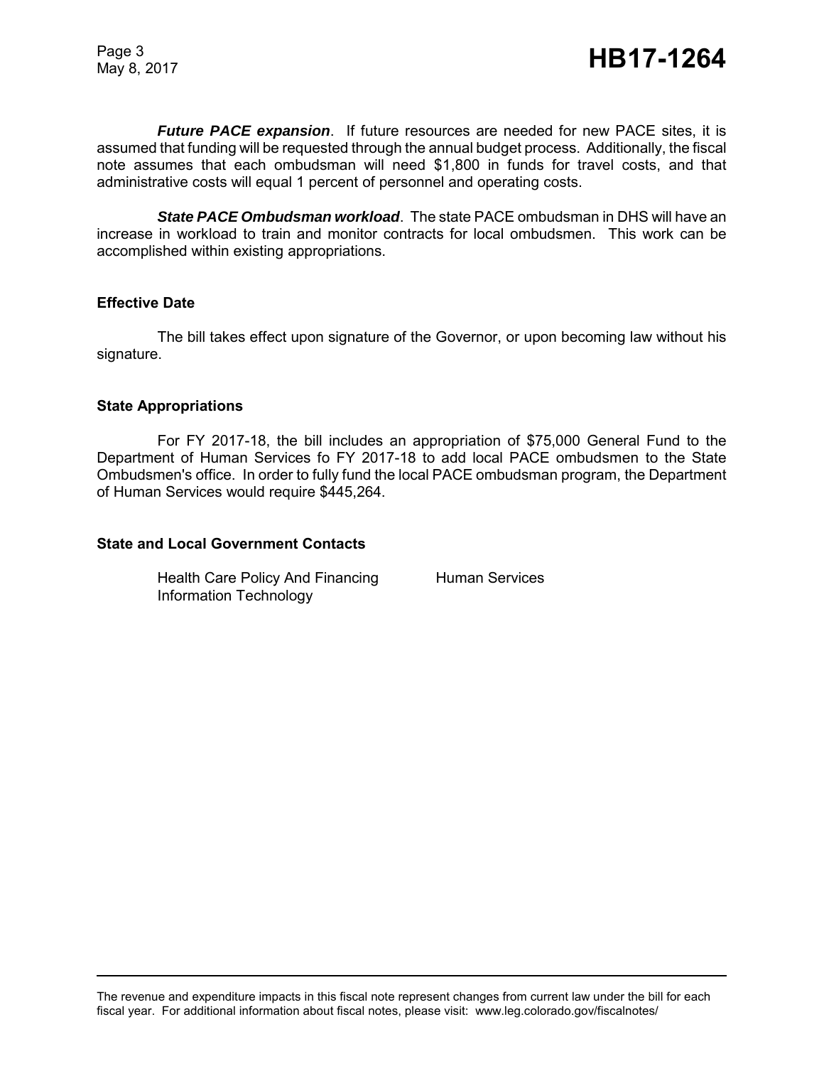***Future PACE expansion***. If future resources are needed for new PACE sites, it is assumed that funding will be requested through the annual budget process. Additionally, the fiscal note assumes that each ombudsman will need $1,800 in funds for travel costs, and that administrative costs will equal 1 percent of personnel and operating costs.

***State PACE Ombudsman workload***. The state PACE ombudsman in DHS will have an increase in workload to train and monitor contracts for local ombudsmen. This work can be accomplished within existing appropriations.

### Effective Date

The bill takes effect upon signature of the Governor, or upon becoming law without his signature.

### State Appropriations

For FY 2017-18, the bill includes an appropriation of $75,000 General Fund to the Department of Human Services fo FY 2017-18 to add local PACE ombudsmen to the State Ombudsmen's office. In order to fully fund the local PACE ombudsman program, the Department of Human Services would require $445,264.

### State and Local Government Contacts

| | |
|---|---|
| Health Care Policy And Financing | Human Services |
| Information Technology | |

The revenue and expenditure impacts in this fiscal note represent changes from current law under the bill for each fiscal year. For additional information about fiscal notes, please visit: www.leg.colorado.gov/fiscalnotes/